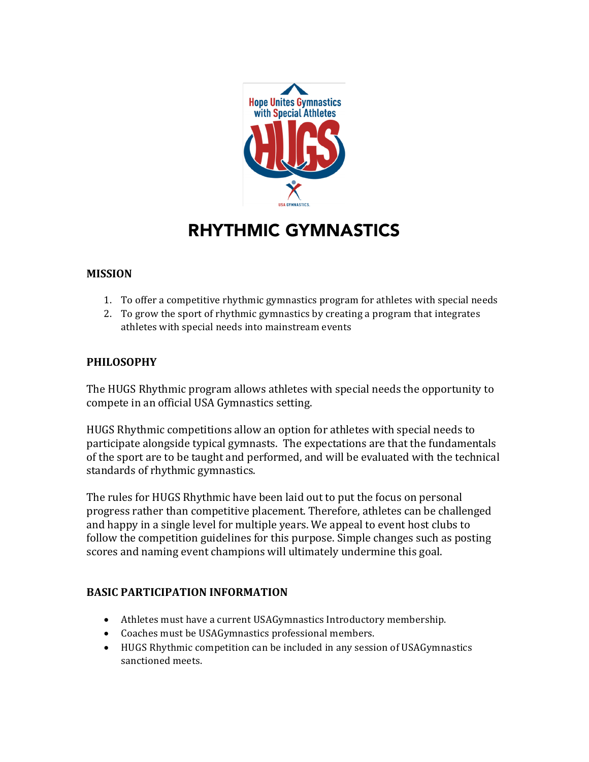# RHYTHMIC GYMNASTICS

## MISSION

1. To offer a competitive rhythmic gymnastics program for athletes with special needs
2. To grow the sport of rhythmic gymnastics by creating a program that integrates athletes with special needs into mainstream events

## PHILOSOPHY

The HUGS Rhythmic program allows athletes with special needs the opportunity to compete in an official USA Gymnastics setting.

HUGS Rhythmic competitions allow an option for athletes with special needs to participate alongside typical gymnasts. The expectations are that the fundamentals of the sport are to be taught and performed, and will be evaluated with the technical standards of rhythmic gymnastics.

The rules for HUGS Rhythmic have been laid out to put the focus on personal progress rather than competitive placement. Therefore, athletes can be challenged and happy in a single level for multiple years. We appeal to event host clubs to follow the competition guidelines for this purpose. Simple changes such as posting scores and naming event champions will ultimately undermine this goal.

## BASIC PARTICIPATION INFORMATION

- Athletes must have a current USAGymnastics Introductory membership.
- Coaches must be USAGymnastics professional members.
- HUGS Rhythmic competition can be included in any session of USAGymnastics sanctioned meets.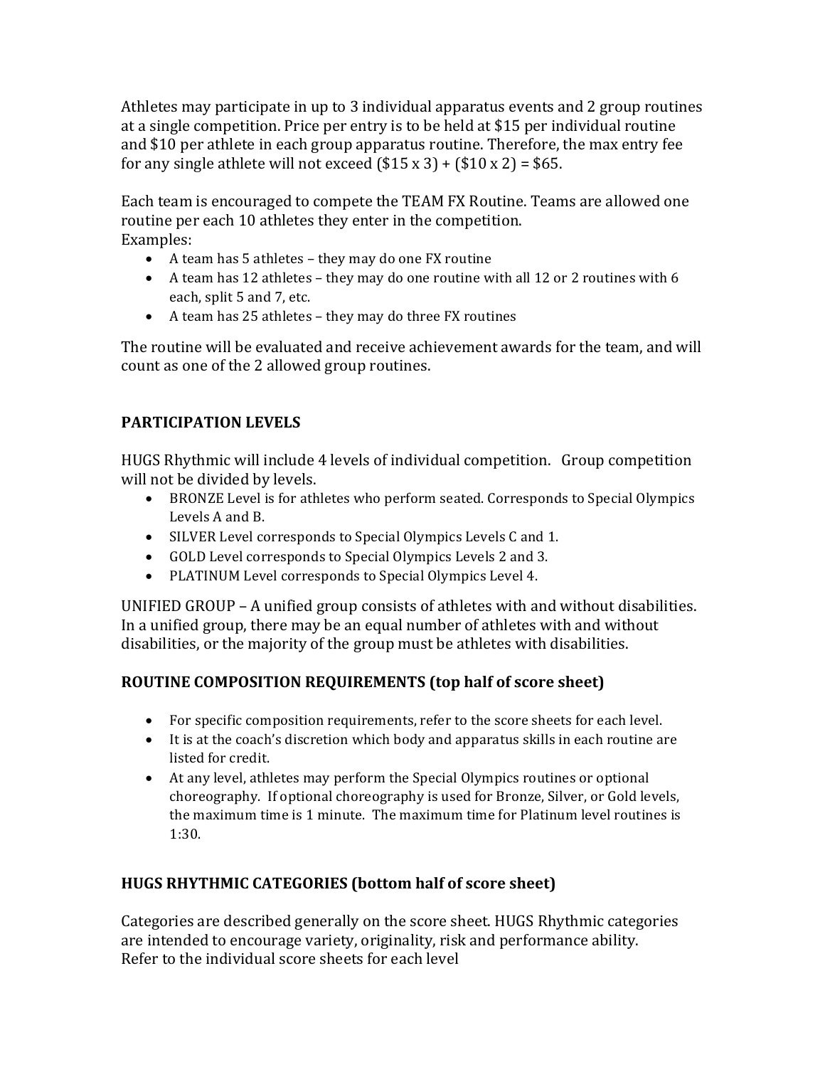Athletes may participate in up to 3 individual apparatus events and 2 group routines at a single competition. Price per entry is to be held at $15 per individual routine and $10 per athlete in each group apparatus routine. Therefore, the max entry fee for any single athlete will not exceed ($15 x 3) + ($10 x 2) = $65.

Each team is encouraged to compete the TEAM FX Routine. Teams are allowed one routine per each 10 athletes they enter in the competition.
Examples:

- A team has 5 athletes – they may do one FX routine
- A team has 12 athletes – they may do one routine with all 12 or 2 routines with 6 each, split 5 and 7, etc.
- A team has 25 athletes – they may do three FX routines

The routine will be evaluated and receive achievement awards for the team, and will count as one of the 2 allowed group routines.

## PARTICIPATION LEVELS

HUGS Rhythmic will include 4 levels of individual competition. Group competition will not be divided by levels.

- BRONZE Level is for athletes who perform seated. Corresponds to Special Olympics Levels A and B.
- SILVER Level corresponds to Special Olympics Levels C and 1.
- GOLD Level corresponds to Special Olympics Levels 2 and 3.
- PLATINUM Level corresponds to Special Olympics Level 4.

UNIFIED GROUP – A unified group consists of athletes with and without disabilities. In a unified group, there may be an equal number of athletes with and without disabilities, or the majority of the group must be athletes with disabilities.

## ROUTINE COMPOSITION REQUIREMENTS (top half of score sheet)

- For specific composition requirements, refer to the score sheets for each level.
- It is at the coach's discretion which body and apparatus skills in each routine are listed for credit.
- At any level, athletes may perform the Special Olympics routines or optional choreography. If optional choreography is used for Bronze, Silver, or Gold levels, the maximum time is 1 minute. The maximum time for Platinum level routines is 1:30.

## HUGS RHYTHMIC CATEGORIES (bottom half of score sheet)

Categories are described generally on the score sheet. HUGS Rhythmic categories are intended to encourage variety, originality, risk and performance ability. Refer to the individual score sheets for each level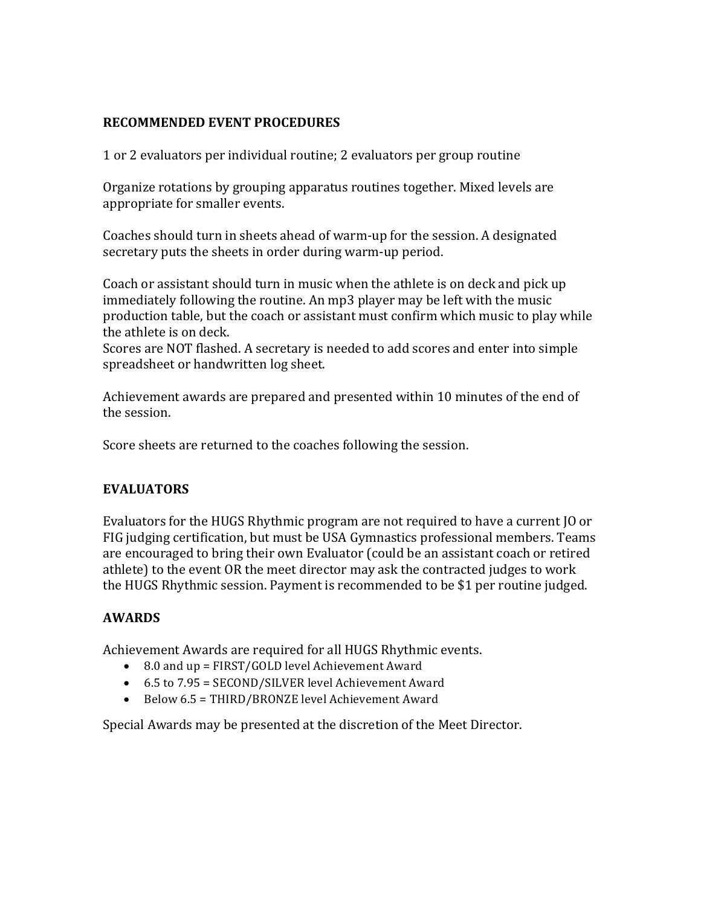## RECOMMENDED EVENT PROCEDURES

1 or 2 evaluators per individual routine; 2 evaluators per group routine

Organize rotations by grouping apparatus routines together. Mixed levels are appropriate for smaller events.

Coaches should turn in sheets ahead of warm-up for the session. A designated secretary puts the sheets in order during warm-up period.

Coach or assistant should turn in music when the athlete is on deck and pick up immediately following the routine. An mp3 player may be left with the music production table, but the coach or assistant must confirm which music to play while the athlete is on deck.
Scores are NOT flashed. A secretary is needed to add scores and enter into simple spreadsheet or handwritten log sheet.

Achievement awards are prepared and presented within 10 minutes of the end of the session.

Score sheets are returned to the coaches following the session.

## EVALUATORS

Evaluators for the HUGS Rhythmic program are not required to have a current JO or FIG judging certification, but must be USA Gymnastics professional members. Teams are encouraged to bring their own Evaluator (could be an assistant coach or retired athlete) to the event OR the meet director may ask the contracted judges to work the HUGS Rhythmic session. Payment is recommended to be $1 per routine judged.

## AWARDS

Achievement Awards are required for all HUGS Rhythmic events.

- 8.0 and up = FIRST/GOLD level Achievement Award
- 6.5 to 7.95 = SECOND/SILVER level Achievement Award
- Below 6.5 = THIRD/BRONZE level Achievement Award

Special Awards may be presented at the discretion of the Meet Director.